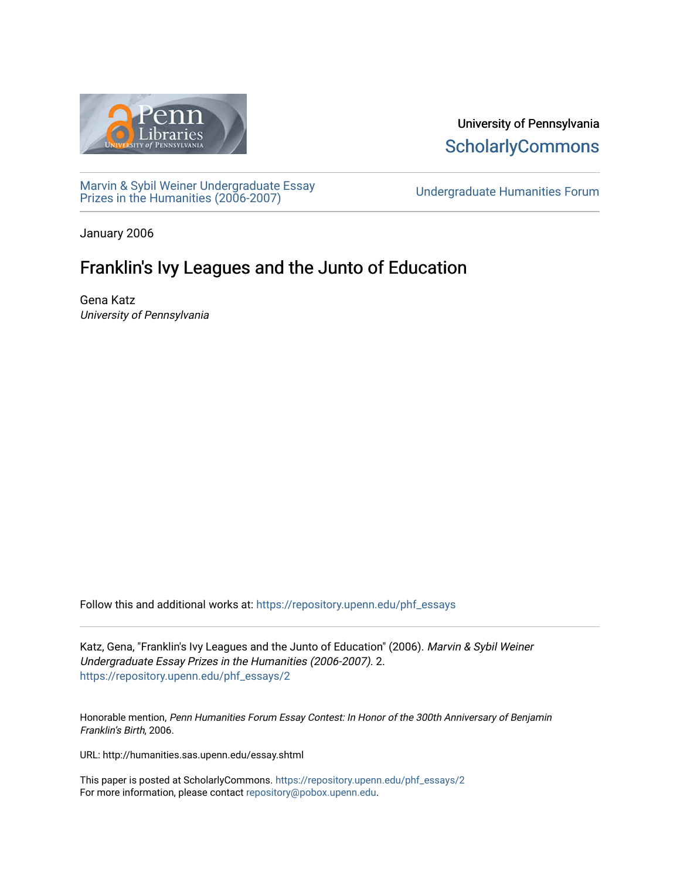University of Pennsylvania
ScholarlyCommons

Marvin & Sybil Weiner Undergraduate Essay Prizes in the Humanities (2006-2007)

Undergraduate Humanities Forum

January 2006

# Franklin's Ivy Leagues and the Junto of Education

Gena Katz
*University of Pennsylvania*

Follow this and additional works at: https://repository.upenn.edu/phf_essays

Katz, Gena, "Franklin's Ivy Leagues and the Junto of Education" (2006). *Marvin & Sybil Weiner Undergraduate Essay Prizes in the Humanities (2006-2007)*. 2.
https://repository.upenn.edu/phf_essays/2

Honorable mention, *Penn Humanities Forum Essay Contest: In Honor of the 300th Anniversary of Benjamin Franklin's Birth*, 2006.

URL: http://humanities.sas.upenn.edu/essay.shtml

This paper is posted at ScholarlyCommons. https://repository.upenn.edu/phf_essays/2
For more information, please contact repository@pobox.upenn.edu.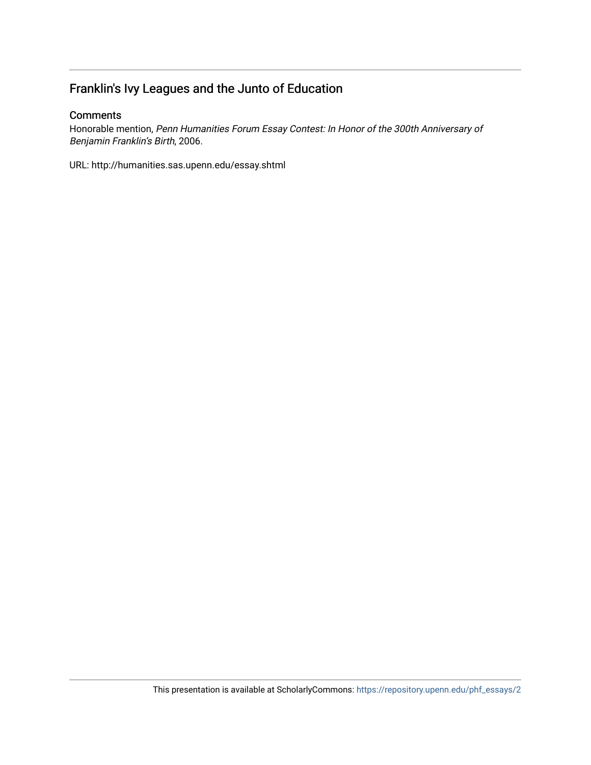## Franklin's Ivy Leagues and the Junto of Education

### Comments

Honorable mention, *Penn Humanities Forum Essay Contest: In Honor of the 300th Anniversary of Benjamin Franklin's Birth*, 2006.

URL: http://humanities.sas.upenn.edu/essay.shtml

This presentation is available at ScholarlyCommons: https://repository.upenn.edu/phf_essays/2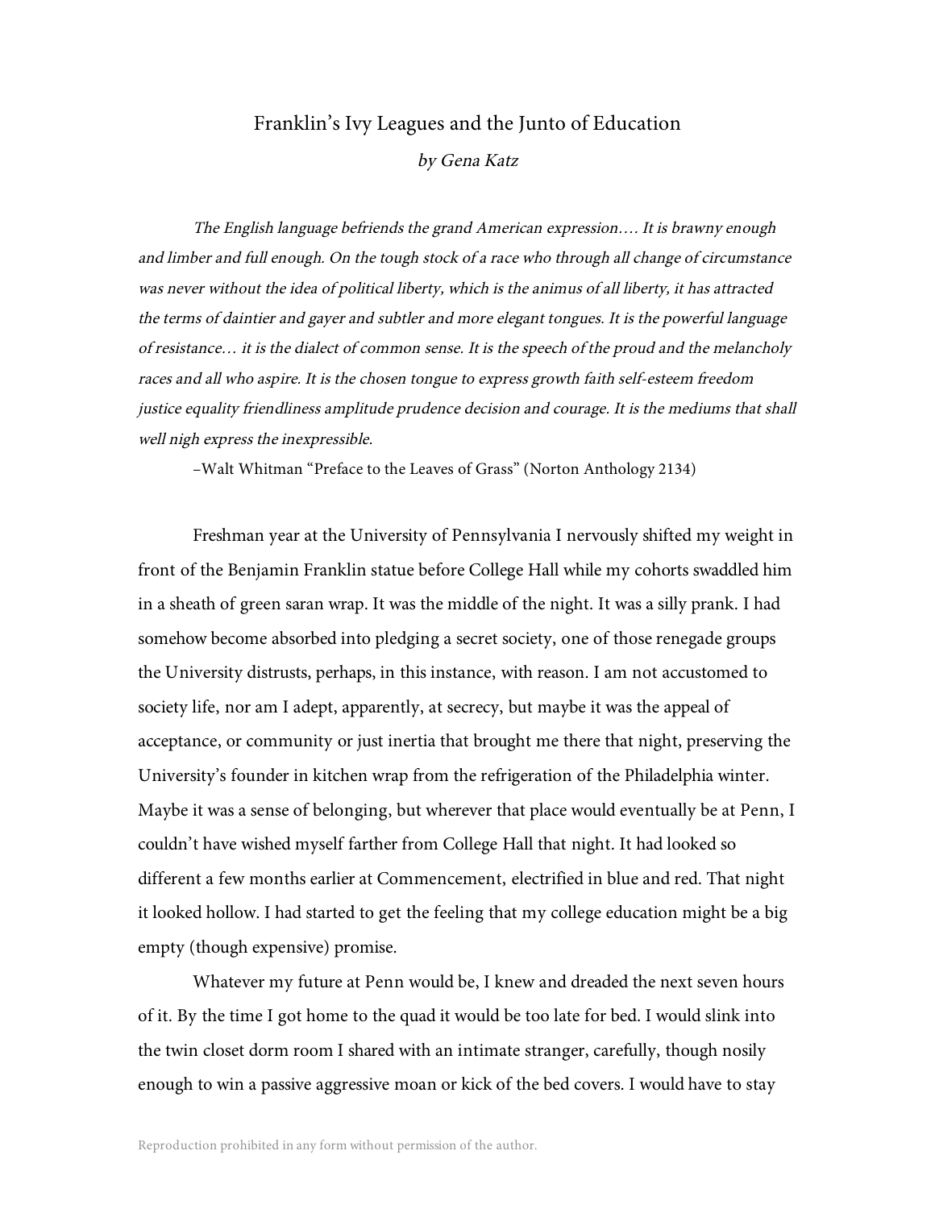# Franklin's Ivy Leagues and the Junto of Education

*by Gena Katz*

> *The English language befriends the grand American expression.... It is brawny enough and limber and full enough. On the tough stock of a race who through all change of circumstance was never without the idea of political liberty, which is the animus of all liberty, it has attracted the terms of daintier and gayer and subtler and more elegant tongues. It is the powerful language of resistance… it is the dialect of common sense. It is the speech of the proud and the melancholy races and all who aspire. It is the chosen tongue to express growth faith self-esteem freedom justice equality friendliness amplitude prudence decision and courage. It is the mediums that shall well nigh express the inexpressible.*
>
> –Walt Whitman "Preface to the Leaves of Grass" (Norton Anthology 2134)

Freshman year at the University of Pennsylvania I nervously shifted my weight in front of the Benjamin Franklin statue before College Hall while my cohorts swaddled him in a sheath of green saran wrap. It was the middle of the night. It was a silly prank. I had somehow become absorbed into pledging a secret society, one of those renegade groups the University distrusts, perhaps, in this instance, with reason. I am not accustomed to society life, nor am I adept, apparently, at secrecy, but maybe it was the appeal of acceptance, or community or just inertia that brought me there that night, preserving the University's founder in kitchen wrap from the refrigeration of the Philadelphia winter. Maybe it was a sense of belonging, but wherever that place would eventually be at Penn, I couldn't have wished myself farther from College Hall that night. It had looked so different a few months earlier at Commencement, electrified in blue and red. That night it looked hollow. I had started to get the feeling that my college education might be a big empty (though expensive) promise.

Whatever my future at Penn would be, I knew and dreaded the next seven hours of it. By the time I got home to the quad it would be too late for bed. I would slink into the twin closet dorm room I shared with an intimate stranger, carefully, though nosily enough to win a passive aggressive moan or kick of the bed covers. I would have to stay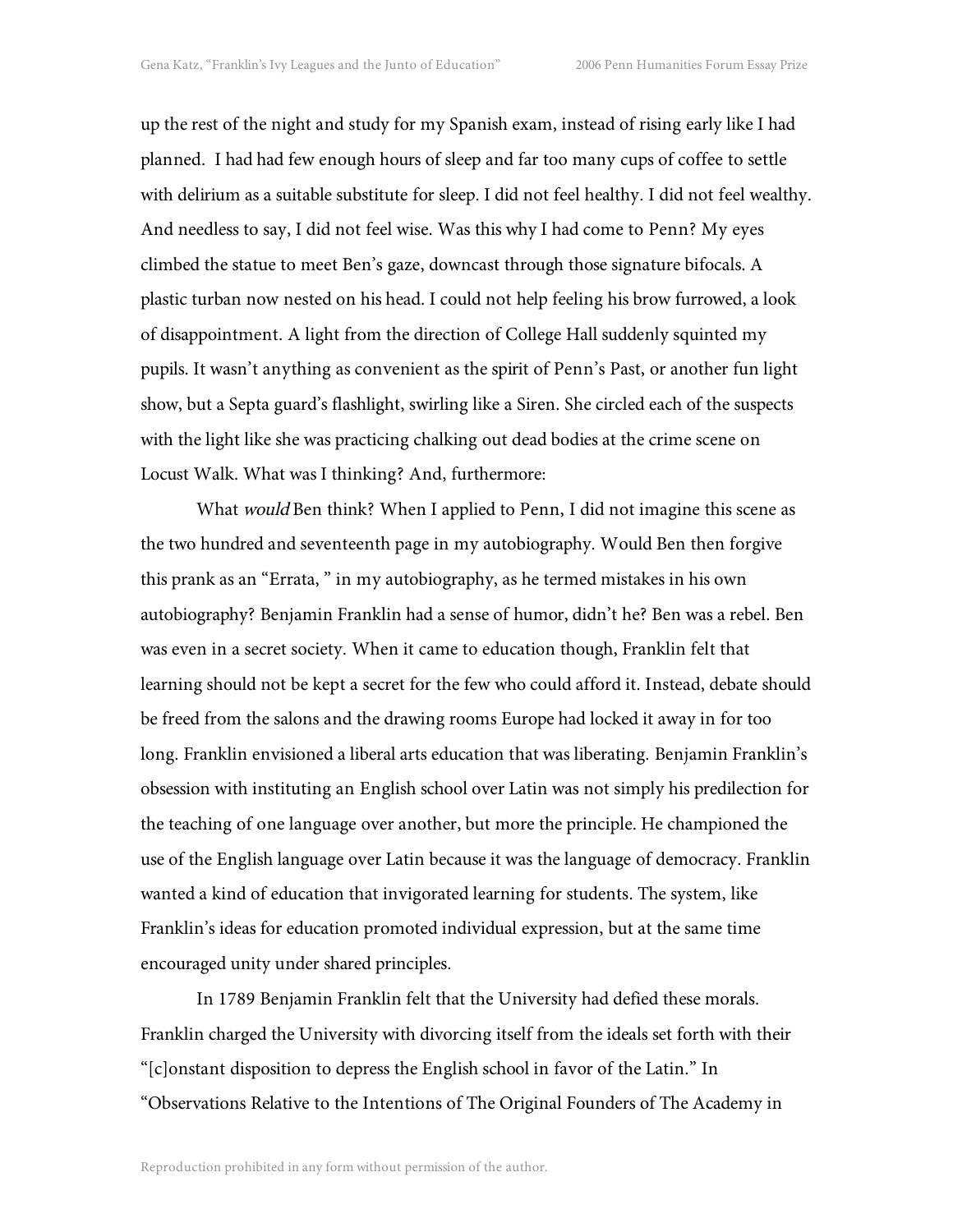up the rest of the night and study for my Spanish exam, instead of rising early like I had planned. I had had few enough hours of sleep and far too many cups of coffee to settle with delirium as a suitable substitute for sleep. I did not feel healthy. I did not feel wealthy. And needless to say, I did not feel wise. Was this why I had come to Penn? My eyes climbed the statue to meet Ben's gaze, downcast through those signature bifocals. A plastic turban now nested on his head. I could not help feeling his brow furrowed, a look of disappointment. A light from the direction of College Hall suddenly squinted my pupils. It wasn't anything as convenient as the spirit of Penn's Past, or another fun light show, but a Septa guard's flashlight, swirling like a Siren. She circled each of the suspects with the light like she was practicing chalking out dead bodies at the crime scene on Locust Walk. What was I thinking? And, furthermore:

What *would* Ben think? When I applied to Penn, I did not imagine this scene as the two hundred and seventeenth page in my autobiography. Would Ben then forgive this prank as an "Errata, " in my autobiography, as he termed mistakes in his own autobiography? Benjamin Franklin had a sense of humor, didn't he? Ben was a rebel. Ben was even in a secret society. When it came to education though, Franklin felt that learning should not be kept a secret for the few who could afford it. Instead, debate should be freed from the salons and the drawing rooms Europe had locked it away in for too long. Franklin envisioned a liberal arts education that was liberating. Benjamin Franklin's obsession with instituting an English school over Latin was not simply his predilection for the teaching of one language over another, but more the principle. He championed the use of the English language over Latin because it was the language of democracy. Franklin wanted a kind of education that invigorated learning for students. The system, like Franklin's ideas for education promoted individual expression, but at the same time encouraged unity under shared principles.

In 1789 Benjamin Franklin felt that the University had defied these morals. Franklin charged the University with divorcing itself from the ideals set forth with their "[c]onstant disposition to depress the English school in favor of the Latin." In "Observations Relative to the Intentions of The Original Founders of The Academy in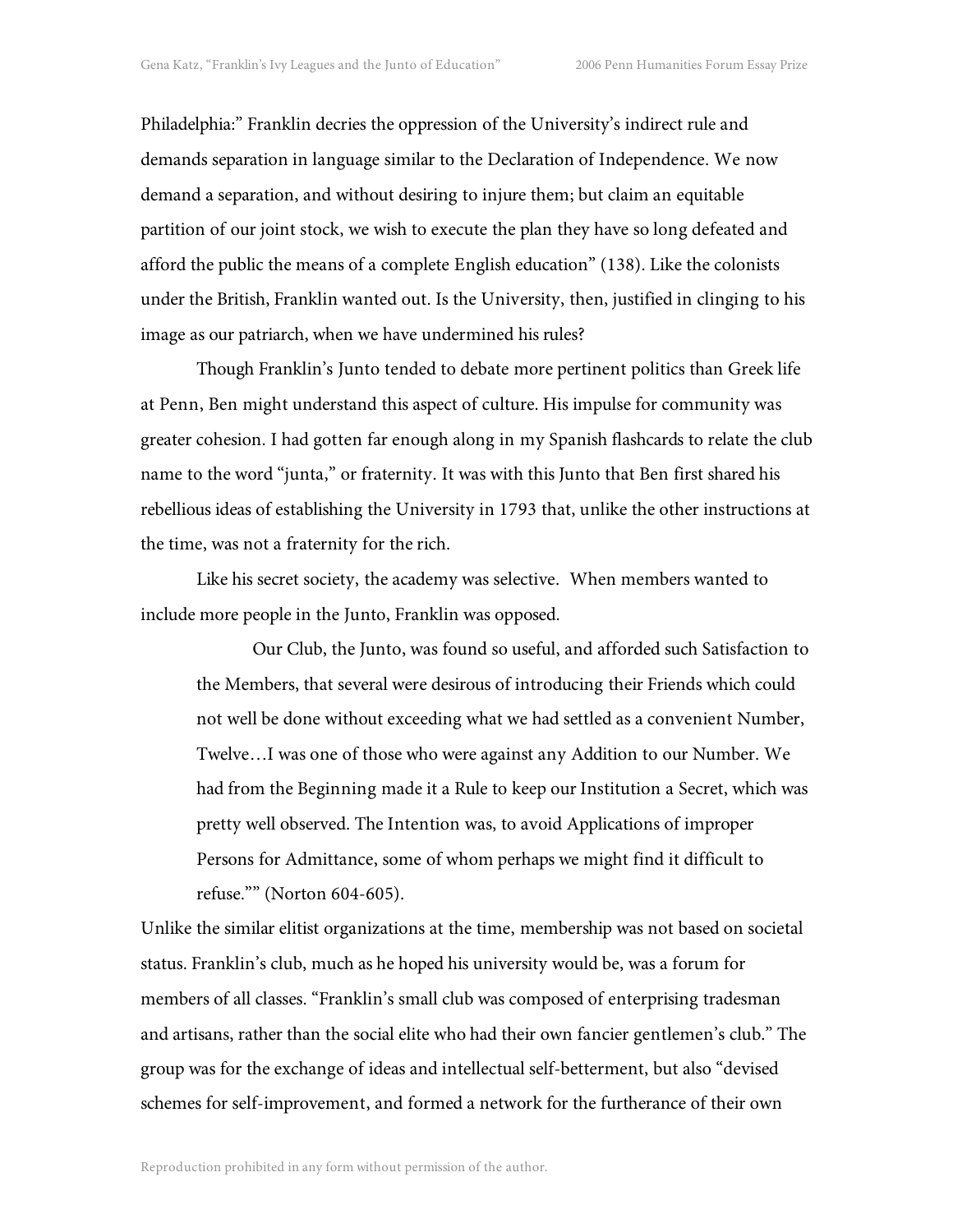Philadelphia:" Franklin decries the oppression of the University's indirect rule and demands separation in language similar to the Declaration of Independence. We now demand a separation, and without desiring to injure them; but claim an equitable partition of our joint stock, we wish to execute the plan they have so long defeated and afford the public the means of a complete English education" (138). Like the colonists under the British, Franklin wanted out. Is the University, then, justified in clinging to his image as our patriarch, when we have undermined his rules?

Though Franklin's Junto tended to debate more pertinent politics than Greek life at Penn, Ben might understand this aspect of culture. His impulse for community was greater cohesion. I had gotten far enough along in my Spanish flashcards to relate the club name to the word "junta," or fraternity. It was with this Junto that Ben first shared his rebellious ideas of establishing the University in 1793 that, unlike the other instructions at the time, was not a fraternity for the rich.

Like his secret society, the academy was selective.  When members wanted to include more people in the Junto, Franklin was opposed.

> Our Club, the Junto, was found so useful, and afforded such Satisfaction to the Members, that several were desirous of introducing their Friends which could not well be done without exceeding what we had settled as a convenient Number, Twelve…I was one of those who were against any Addition to our Number. We had from the Beginning made it a Rule to keep our Institution a Secret, which was pretty well observed. The Intention was, to avoid Applications of improper Persons for Admittance, some of whom perhaps we might find it difficult to refuse."" (Norton 604-605).

Unlike the similar elitist organizations at the time, membership was not based on societal status. Franklin's club, much as he hoped his university would be, was a forum for members of all classes. "Franklin's small club was composed of enterprising tradesman and artisans, rather than the social elite who had their own fancier gentlemen's club." The group was for the exchange of ideas and intellectual self-betterment, but also "devised schemes for self-improvement, and formed a network for the furtherance of their own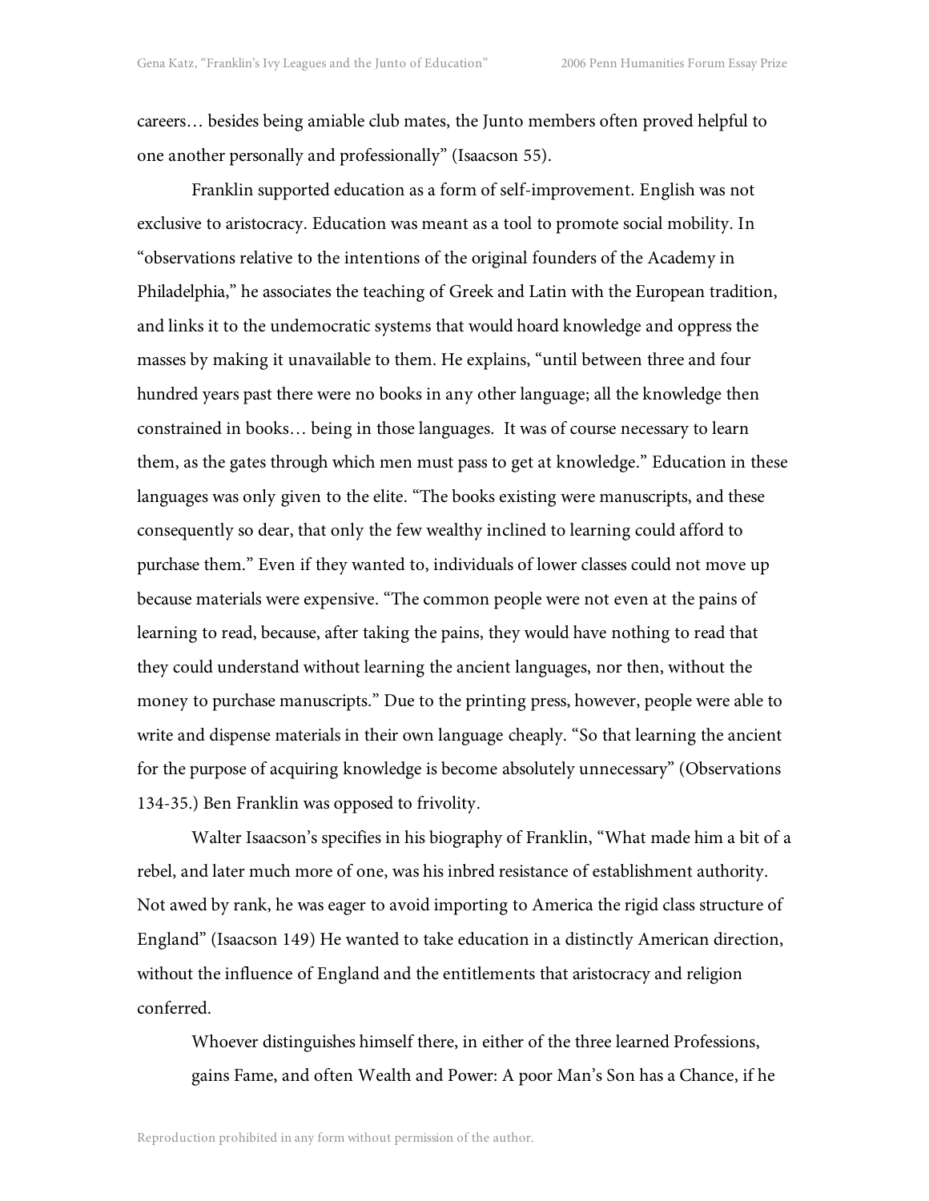careers… besides being amiable club mates, the Junto members often proved helpful to one another personally and professionally" (Isaacson 55).

Franklin supported education as a form of self-improvement. English was not exclusive to aristocracy. Education was meant as a tool to promote social mobility. In "observations relative to the intentions of the original founders of the Academy in Philadelphia," he associates the teaching of Greek and Latin with the European tradition, and links it to the undemocratic systems that would hoard knowledge and oppress the masses by making it unavailable to them. He explains, "until between three and four hundred years past there were no books in any other language; all the knowledge then constrained in books… being in those languages. It was of course necessary to learn them, as the gates through which men must pass to get at knowledge." Education in these languages was only given to the elite. "The books existing were manuscripts, and these consequently so dear, that only the few wealthy inclined to learning could afford to purchase them." Even if they wanted to, individuals of lower classes could not move up because materials were expensive. "The common people were not even at the pains of learning to read, because, after taking the pains, they would have nothing to read that they could understand without learning the ancient languages, nor then, without the money to purchase manuscripts." Due to the printing press, however, people were able to write and dispense materials in their own language cheaply. "So that learning the ancient for the purpose of acquiring knowledge is become absolutely unnecessary" (Observations 134-35.) Ben Franklin was opposed to frivolity.

Walter Isaacson's specifies in his biography of Franklin, "What made him a bit of a rebel, and later much more of one, was his inbred resistance of establishment authority. Not awed by rank, he was eager to avoid importing to America the rigid class structure of England" (Isaacson 149) He wanted to take education in a distinctly American direction, without the influence of England and the entitlements that aristocracy and religion conferred.

> Whoever distinguishes himself there, in either of the three learned Professions, gains Fame, and often Wealth and Power: A poor Man's Son has a Chance, if he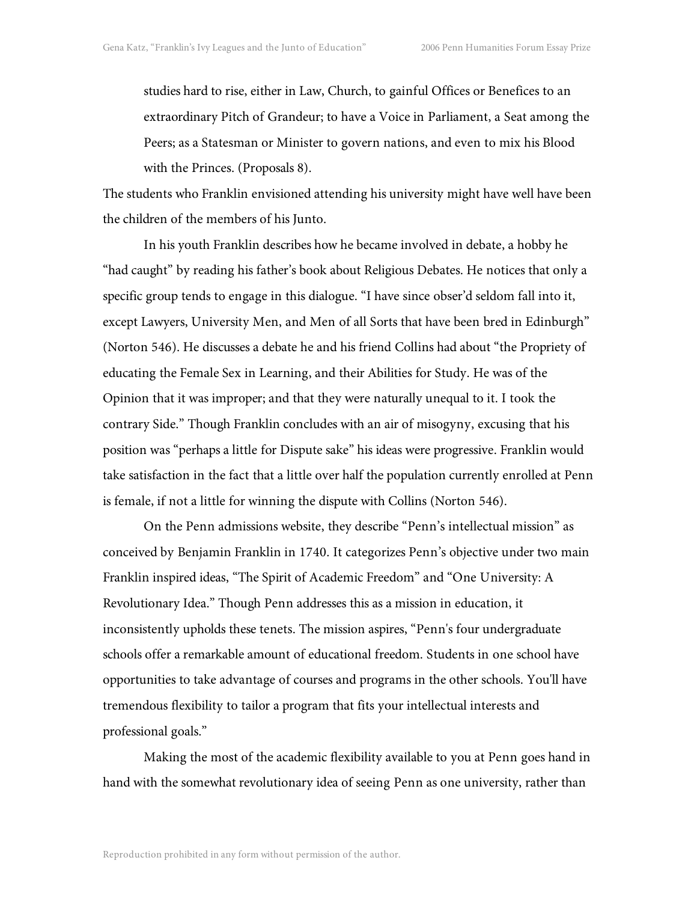> studies hard to rise, either in Law, Church, to gainful Offices or Benefices to an extraordinary Pitch of Grandeur; to have a Voice in Parliament, a Seat among the Peers; as a Statesman or Minister to govern nations, and even to mix his Blood with the Princes. (Proposals 8).

The students who Franklin envisioned attending his university might have well have been the children of the members of his Junto.

In his youth Franklin describes how he became involved in debate, a hobby he "had caught" by reading his father's book about Religious Debates. He notices that only a specific group tends to engage in this dialogue. "I have since obser'd seldom fall into it, except Lawyers, University Men, and Men of all Sorts that have been bred in Edinburgh" (Norton 546). He discusses a debate he and his friend Collins had about "the Propriety of educating the Female Sex in Learning, and their Abilities for Study. He was of the Opinion that it was improper; and that they were naturally unequal to it. I took the contrary Side." Though Franklin concludes with an air of misogyny, excusing that his position was "perhaps a little for Dispute sake" his ideas were progressive. Franklin would take satisfaction in the fact that a little over half the population currently enrolled at Penn is female, if not a little for winning the dispute with Collins (Norton 546).

On the Penn admissions website, they describe "Penn's intellectual mission" as conceived by Benjamin Franklin in 1740. It categorizes Penn's objective under two main Franklin inspired ideas, "The Spirit of Academic Freedom" and "One University: A Revolutionary Idea." Though Penn addresses this as a mission in education, it inconsistently upholds these tenets. The mission aspires, "Penn's four undergraduate schools offer a remarkable amount of educational freedom. Students in one school have opportunities to take advantage of courses and programs in the other schools. You'll have tremendous flexibility to tailor a program that fits your intellectual interests and professional goals."

Making the most of the academic flexibility available to you at Penn goes hand in hand with the somewhat revolutionary idea of seeing Penn as one university, rather than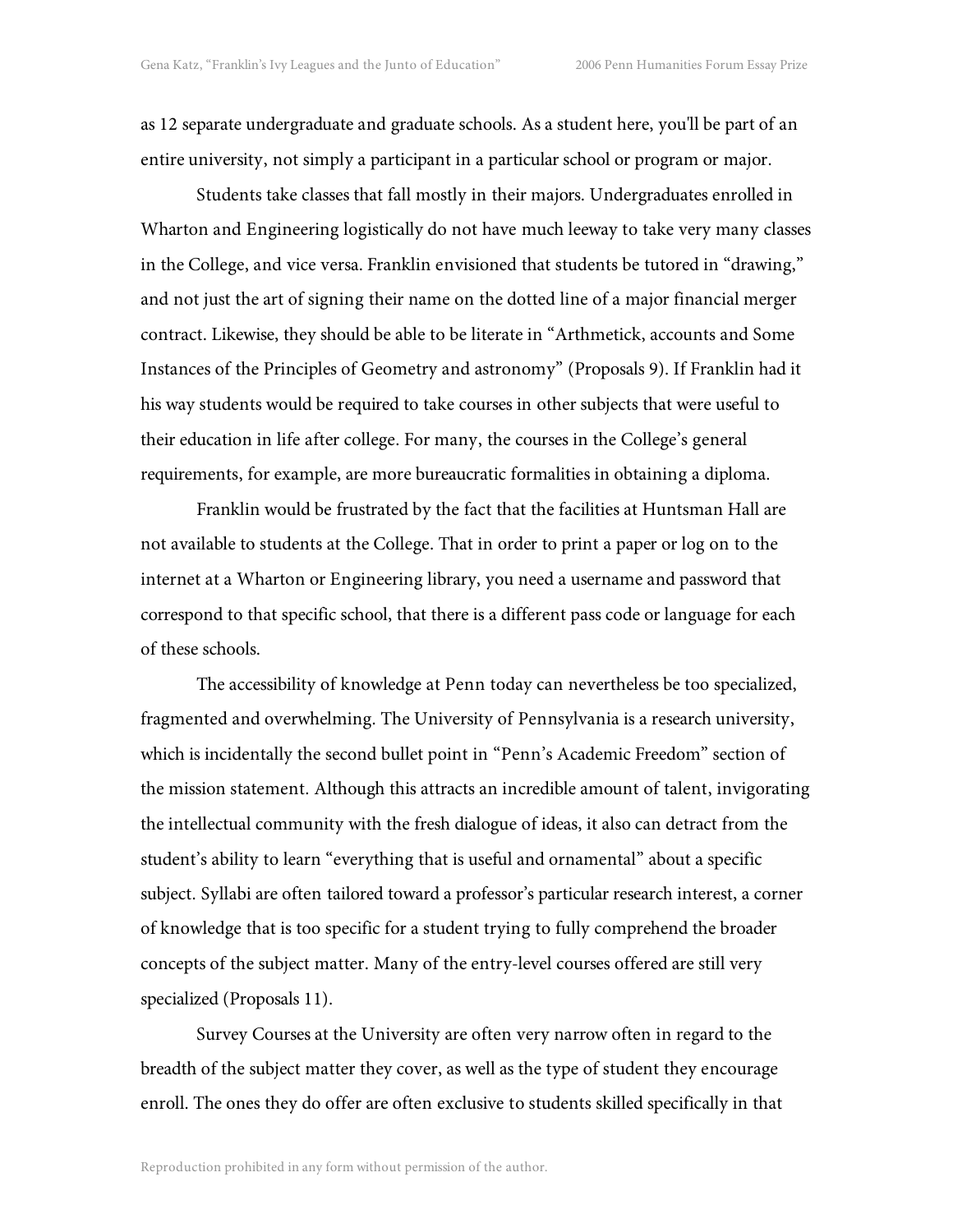as 12 separate undergraduate and graduate schools. As a student here, you'll be part of an entire university, not simply a participant in a particular school or program or major.

Students take classes that fall mostly in their majors. Undergraduates enrolled in Wharton and Engineering logistically do not have much leeway to take very many classes in the College, and vice versa. Franklin envisioned that students be tutored in "drawing," and not just the art of signing their name on the dotted line of a major financial merger contract. Likewise, they should be able to be literate in "Arthmetick, accounts and Some Instances of the Principles of Geometry and astronomy" (Proposals 9). If Franklin had it his way students would be required to take courses in other subjects that were useful to their education in life after college. For many, the courses in the College's general requirements, for example, are more bureaucratic formalities in obtaining a diploma.

Franklin would be frustrated by the fact that the facilities at Huntsman Hall are not available to students at the College. That in order to print a paper or log on to the internet at a Wharton or Engineering library, you need a username and password that correspond to that specific school, that there is a different pass code or language for each of these schools.

The accessibility of knowledge at Penn today can nevertheless be too specialized, fragmented and overwhelming. The University of Pennsylvania is a research university, which is incidentally the second bullet point in "Penn's Academic Freedom" section of the mission statement. Although this attracts an incredible amount of talent, invigorating the intellectual community with the fresh dialogue of ideas, it also can detract from the student's ability to learn "everything that is useful and ornamental" about a specific subject. Syllabi are often tailored toward a professor's particular research interest, a corner of knowledge that is too specific for a student trying to fully comprehend the broader concepts of the subject matter. Many of the entry-level courses offered are still very specialized (Proposals 11).

Survey Courses at the University are often very narrow often in regard to the breadth of the subject matter they cover, as well as the type of student they encourage enroll. The ones they do offer are often exclusive to students skilled specifically in that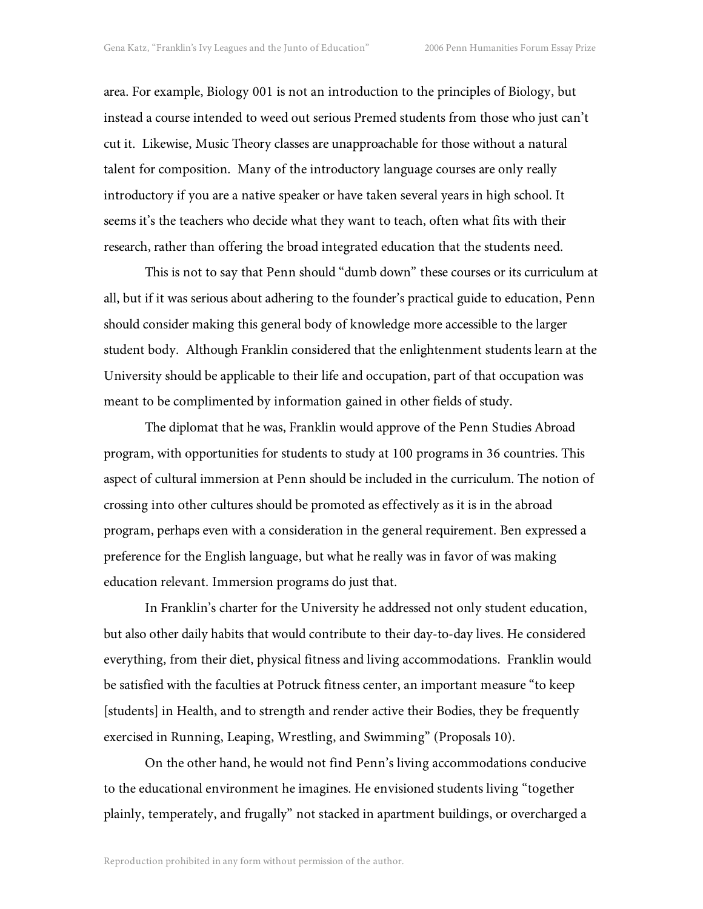area. For example, Biology 001 is not an introduction to the principles of Biology, but instead a course intended to weed out serious Premed students from those who just can't cut it. Likewise, Music Theory classes are unapproachable for those without a natural talent for composition. Many of the introductory language courses are only really introductory if you are a native speaker or have taken several years in high school. It seems it's the teachers who decide what they want to teach, often what fits with their research, rather than offering the broad integrated education that the students need.

This is not to say that Penn should "dumb down" these courses or its curriculum at all, but if it was serious about adhering to the founder's practical guide to education, Penn should consider making this general body of knowledge more accessible to the larger student body. Although Franklin considered that the enlightenment students learn at the University should be applicable to their life and occupation, part of that occupation was meant to be complimented by information gained in other fields of study.

The diplomat that he was, Franklin would approve of the Penn Studies Abroad program, with opportunities for students to study at 100 programs in 36 countries. This aspect of cultural immersion at Penn should be included in the curriculum. The notion of crossing into other cultures should be promoted as effectively as it is in the abroad program, perhaps even with a consideration in the general requirement. Ben expressed a preference for the English language, but what he really was in favor of was making education relevant. Immersion programs do just that.

In Franklin's charter for the University he addressed not only student education, but also other daily habits that would contribute to their day-to-day lives. He considered everything, from their diet, physical fitness and living accommodations. Franklin would be satisfied with the faculties at Potruck fitness center, an important measure "to keep [students] in Health, and to strength and render active their Bodies, they be frequently exercised in Running, Leaping, Wrestling, and Swimming" (Proposals 10).

On the other hand, he would not find Penn's living accommodations conducive to the educational environment he imagines. He envisioned students living "together plainly, temperately, and frugally" not stacked in apartment buildings, or overcharged a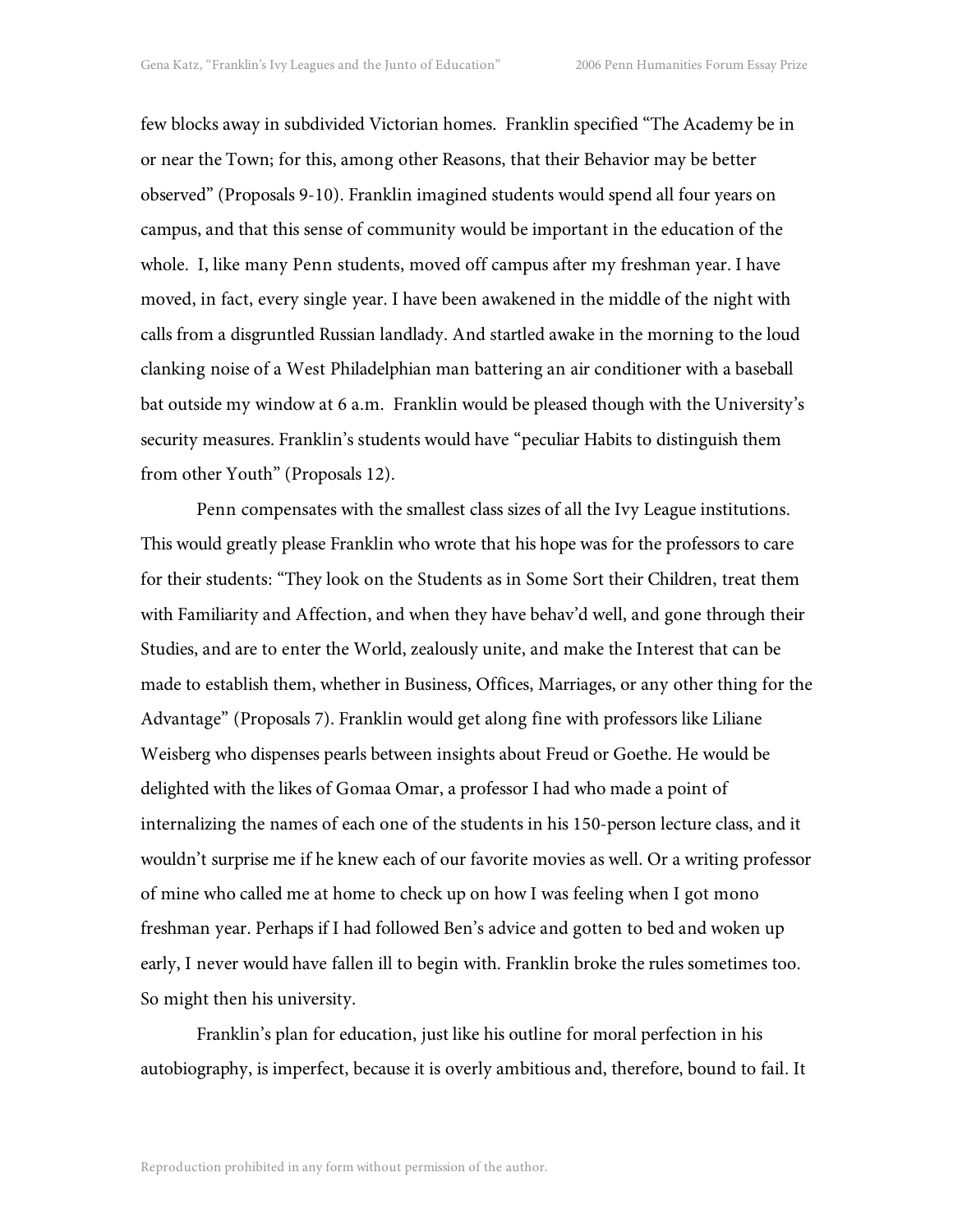few blocks away in subdivided Victorian homes. Franklin specified "The Academy be in or near the Town; for this, among other Reasons, that their Behavior may be better observed" (Proposals 9-10). Franklin imagined students would spend all four years on campus, and that this sense of community would be important in the education of the whole. I, like many Penn students, moved off campus after my freshman year. I have moved, in fact, every single year. I have been awakened in the middle of the night with calls from a disgruntled Russian landlady. And startled awake in the morning to the loud clanking noise of a West Philadelphian man battering an air conditioner with a baseball bat outside my window at 6 a.m. Franklin would be pleased though with the University's security measures. Franklin's students would have "peculiar Habits to distinguish them from other Youth" (Proposals 12).

Penn compensates with the smallest class sizes of all the Ivy League institutions. This would greatly please Franklin who wrote that his hope was for the professors to care for their students: "They look on the Students as in Some Sort their Children, treat them with Familiarity and Affection, and when they have behav'd well, and gone through their Studies, and are to enter the World, zealously unite, and make the Interest that can be made to establish them, whether in Business, Offices, Marriages, or any other thing for the Advantage" (Proposals 7). Franklin would get along fine with professors like Liliane Weisberg who dispenses pearls between insights about Freud or Goethe. He would be delighted with the likes of Gomaa Omar, a professor I had who made a point of internalizing the names of each one of the students in his 150-person lecture class, and it wouldn't surprise me if he knew each of our favorite movies as well. Or a writing professor of mine who called me at home to check up on how I was feeling when I got mono freshman year. Perhaps if I had followed Ben's advice and gotten to bed and woken up early, I never would have fallen ill to begin with. Franklin broke the rules sometimes too. So might then his university.

Franklin's plan for education, just like his outline for moral perfection in his autobiography, is imperfect, because it is overly ambitious and, therefore, bound to fail. It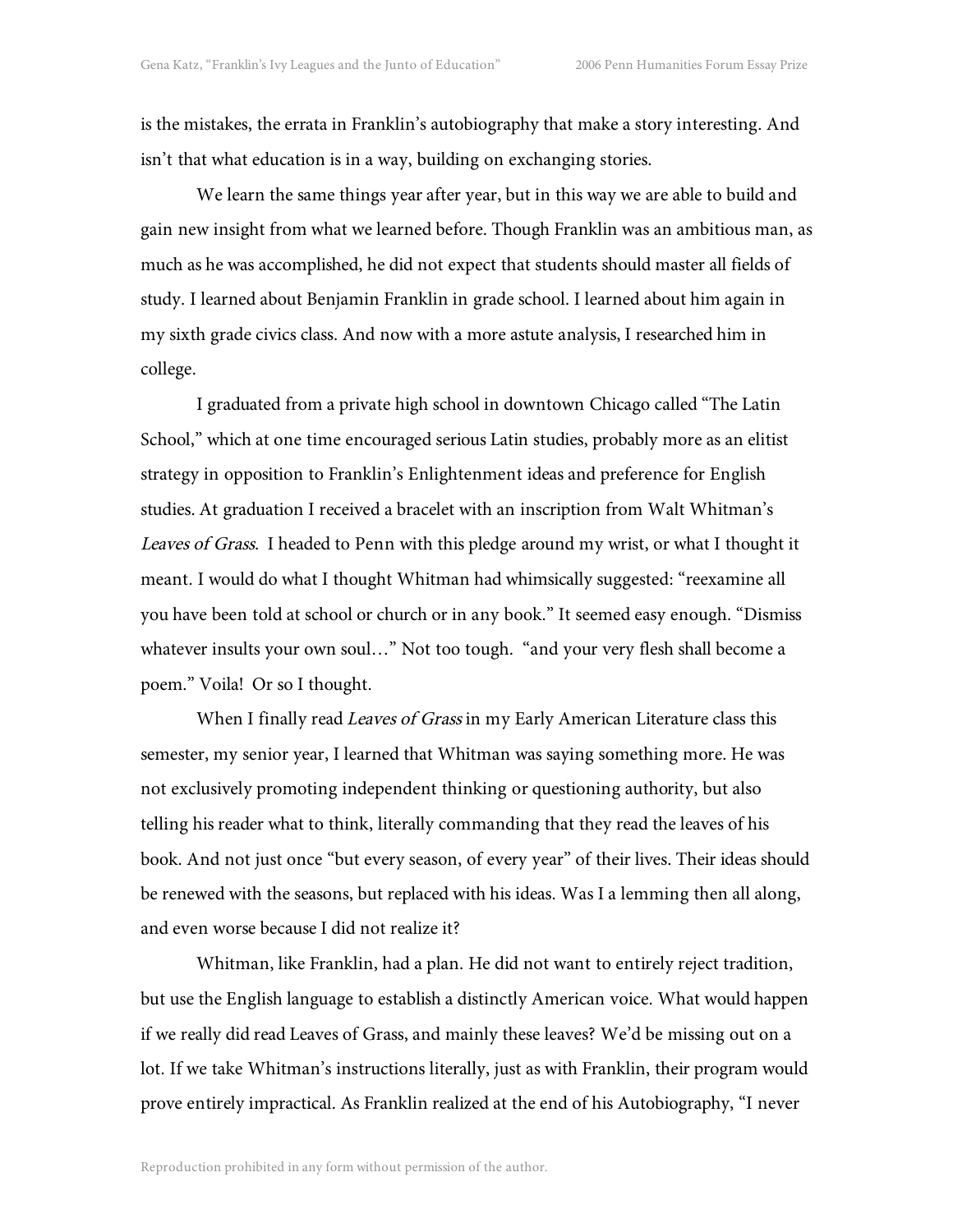is the mistakes, the errata in Franklin's autobiography that make a story interesting. And isn't that what education is in a way, building on exchanging stories.

We learn the same things year after year, but in this way we are able to build and gain new insight from what we learned before. Though Franklin was an ambitious man, as much as he was accomplished, he did not expect that students should master all fields of study. I learned about Benjamin Franklin in grade school. I learned about him again in my sixth grade civics class. And now with a more astute analysis, I researched him in college.

I graduated from a private high school in downtown Chicago called "The Latin School," which at one time encouraged serious Latin studies, probably more as an elitist strategy in opposition to Franklin's Enlightenment ideas and preference for English studies. At graduation I received a bracelet with an inscription from Walt Whitman's *Leaves of Grass*. I headed to Penn with this pledge around my wrist, or what I thought it meant. I would do what I thought Whitman had whimsically suggested: "reexamine all you have been told at school or church or in any book." It seemed easy enough. "Dismiss whatever insults your own soul…" Not too tough. "and your very flesh shall become a poem." Voila! Or so I thought.

When I finally read *Leaves of Grass* in my Early American Literature class this semester, my senior year, I learned that Whitman was saying something more. He was not exclusively promoting independent thinking or questioning authority, but also telling his reader what to think, literally commanding that they read the leaves of his book. And not just once "but every season, of every year" of their lives. Their ideas should be renewed with the seasons, but replaced with his ideas. Was I a lemming then all along, and even worse because I did not realize it?

Whitman, like Franklin, had a plan. He did not want to entirely reject tradition, but use the English language to establish a distinctly American voice. What would happen if we really did read Leaves of Grass, and mainly these leaves? We'd be missing out on a lot. If we take Whitman's instructions literally, just as with Franklin, their program would prove entirely impractical. As Franklin realized at the end of his Autobiography, "I never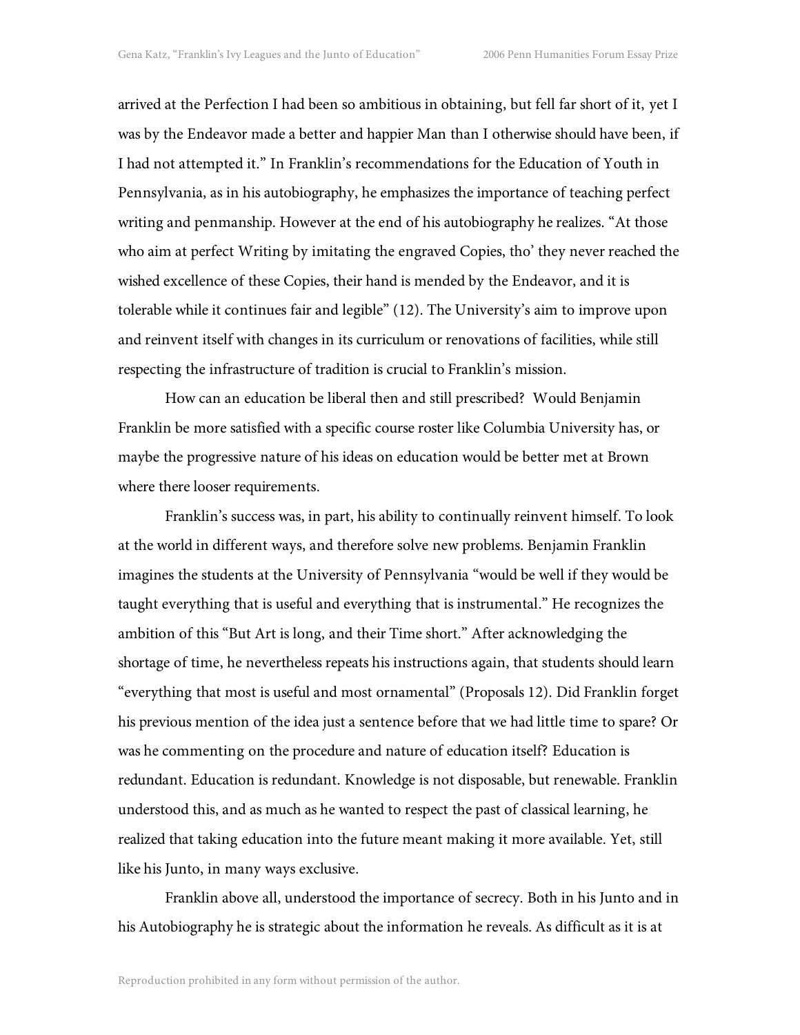arrived at the Perfection I had been so ambitious in obtaining, but fell far short of it, yet I was by the Endeavor made a better and happier Man than I otherwise should have been, if I had not attempted it." In Franklin's recommendations for the Education of Youth in Pennsylvania, as in his autobiography, he emphasizes the importance of teaching perfect writing and penmanship. However at the end of his autobiography he realizes. "At those who aim at perfect Writing by imitating the engraved Copies, tho' they never reached the wished excellence of these Copies, their hand is mended by the Endeavor, and it is tolerable while it continues fair and legible" (12). The University's aim to improve upon and reinvent itself with changes in its curriculum or renovations of facilities, while still respecting the infrastructure of tradition is crucial to Franklin's mission.

How can an education be liberal then and still prescribed? Would Benjamin Franklin be more satisfied with a specific course roster like Columbia University has, or maybe the progressive nature of his ideas on education would be better met at Brown where there looser requirements.

Franklin's success was, in part, his ability to continually reinvent himself. To look at the world in different ways, and therefore solve new problems. Benjamin Franklin imagines the students at the University of Pennsylvania "would be well if they would be taught everything that is useful and everything that is instrumental." He recognizes the ambition of this "But Art is long, and their Time short." After acknowledging the shortage of time, he nevertheless repeats his instructions again, that students should learn "everything that most is useful and most ornamental" (Proposals 12). Did Franklin forget his previous mention of the idea just a sentence before that we had little time to spare? Or was he commenting on the procedure and nature of education itself? Education is redundant. Education is redundant. Knowledge is not disposable, but renewable. Franklin understood this, and as much as he wanted to respect the past of classical learning, he realized that taking education into the future meant making it more available. Yet, still like his Junto, in many ways exclusive.

Franklin above all, understood the importance of secrecy. Both in his Junto and in his Autobiography he is strategic about the information he reveals. As difficult as it is at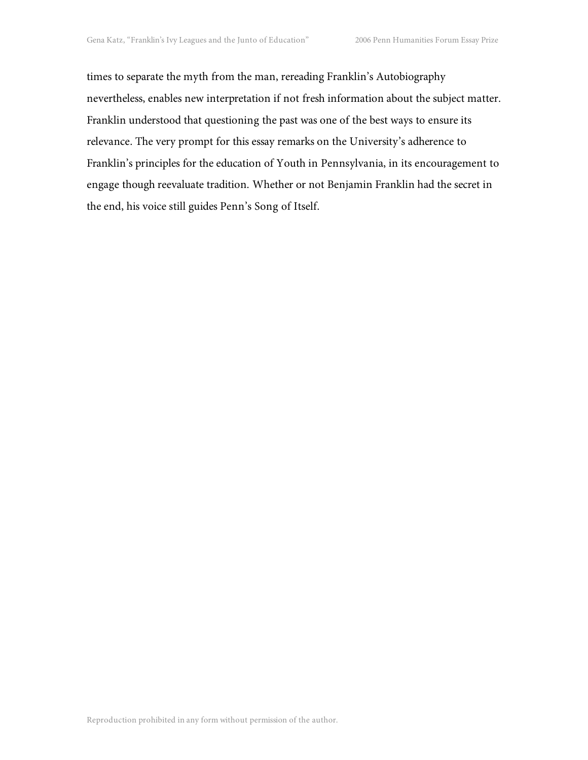times to separate the myth from the man, rereading Franklin's Autobiography nevertheless, enables new interpretation if not fresh information about the subject matter. Franklin understood that questioning the past was one of the best ways to ensure its relevance. The very prompt for this essay remarks on the University's adherence to Franklin's principles for the education of Youth in Pennsylvania, in its encouragement to engage though reevaluate tradition. Whether or not Benjamin Franklin had the secret in the end, his voice still guides Penn's Song of Itself.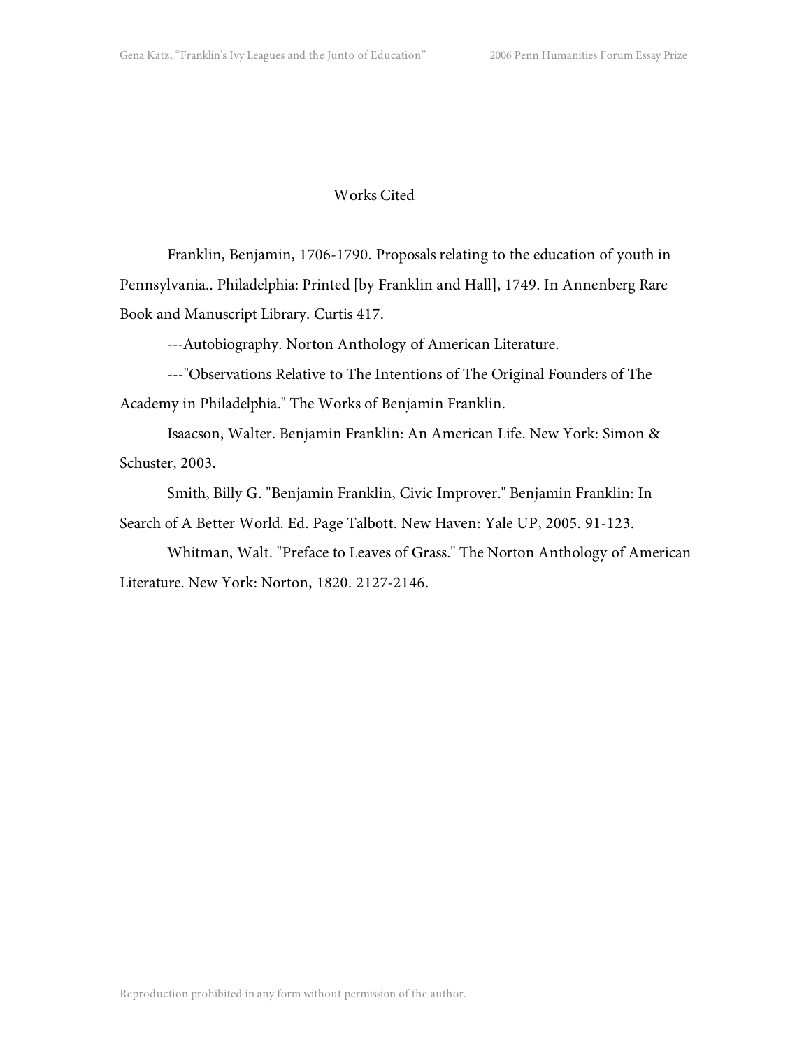## Works Cited

Franklin, Benjamin, 1706-1790. Proposals relating to the education of youth in Pennsylvania.. Philadelphia: Printed [by Franklin and Hall], 1749. In Annenberg Rare Book and Manuscript Library. Curtis 417.

---Autobiography. Norton Anthology of American Literature.

---"Observations Relative to The Intentions of The Original Founders of The Academy in Philadelphia." The Works of Benjamin Franklin.

Isaacson, Walter. Benjamin Franklin: An American Life. New York: Simon & Schuster, 2003.

Smith, Billy G. "Benjamin Franklin, Civic Improver." Benjamin Franklin: In Search of A Better World. Ed. Page Talbott. New Haven: Yale UP, 2005. 91-123.

Whitman, Walt. "Preface to Leaves of Grass." The Norton Anthology of American Literature. New York: Norton, 1820. 2127-2146.